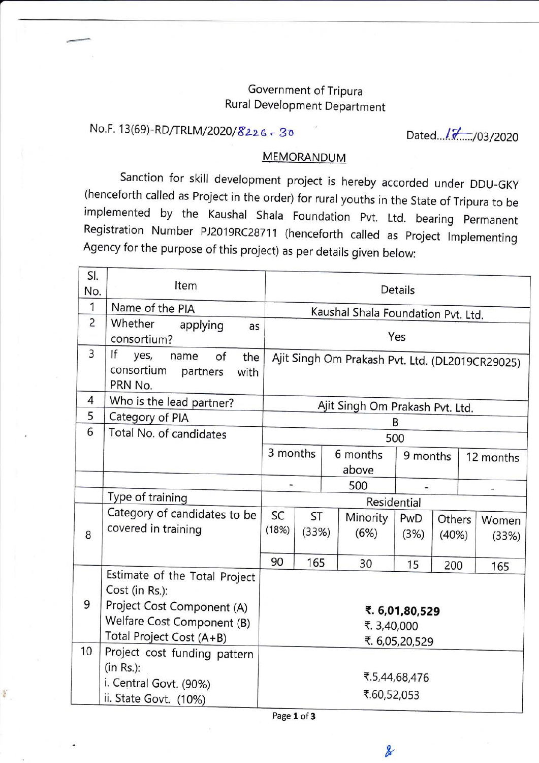Government of Tripura
Rural Development Department

No.F. 13(69)-RD/TRLM/2020/8226-30 Dated...17.../03/2020

MEMORANDUM

Sanction for skill development project is hereby accorded under DDU-GKY (henceforth called as Project in the order) for rural youths in the State of Tripura to be implemented by the Kaushal Shala Foundation Pvt. Ltd. bearing Permanent Registration Number PJ2019RC28711 (henceforth called as Project Implementing Agency for the purpose of this project) as per details given below:

| Sl. No. | Item | Details | | | | | |
|---|---|---|---|---|---|---|---|
| 1 | Name of the PIA | Kaushal Shala Foundation Pvt. Ltd. | | | | | |
| 2 | Whether applying as consortium? | Yes | | | | | |
| 3 | If yes, name of the consortium partners with PRN No. | Ajit Singh Om Prakash Pvt. Ltd. (DL2019CR29025) | | | | | |
| 4 | Who is the lead partner? | Ajit Singh Om Prakash Pvt. Ltd. | | | | | |
| 5 | Category of PIA | B | | | | | |
| 6 | Total No. of candidates | 500 | | | | | |
| | | 3 months | 6 months above | | 9 months | 12 months | |
| | | - | 500 | | - | - | |
| | Type of training | Residential | | | | | |
| 8 | Category of candidates to be covered in training | SC (18%) | ST (33%) | Minority (6%) | PwD (3%) | Others (40%) | Women (33%) |
| | | 90 | 165 | 30 | 15 | 200 | 165 |
| 9 | Estimate of the Total Project Cost (in Rs.):<br>Project Cost Component (A)<br>Welfare Cost Component (B)<br>Total Project Cost (A+B) | **₹. 6,01,80,529**<br>₹. 3,40,000<br>₹. 6,05,20,529 | | | | | |
| 10 | Project cost funding pattern (in Rs.):<br>i. Central Govt. (90%)<br>ii. State Govt. (10%) | ₹.5,44,68,476<br>₹.60,52,053 | | | | | |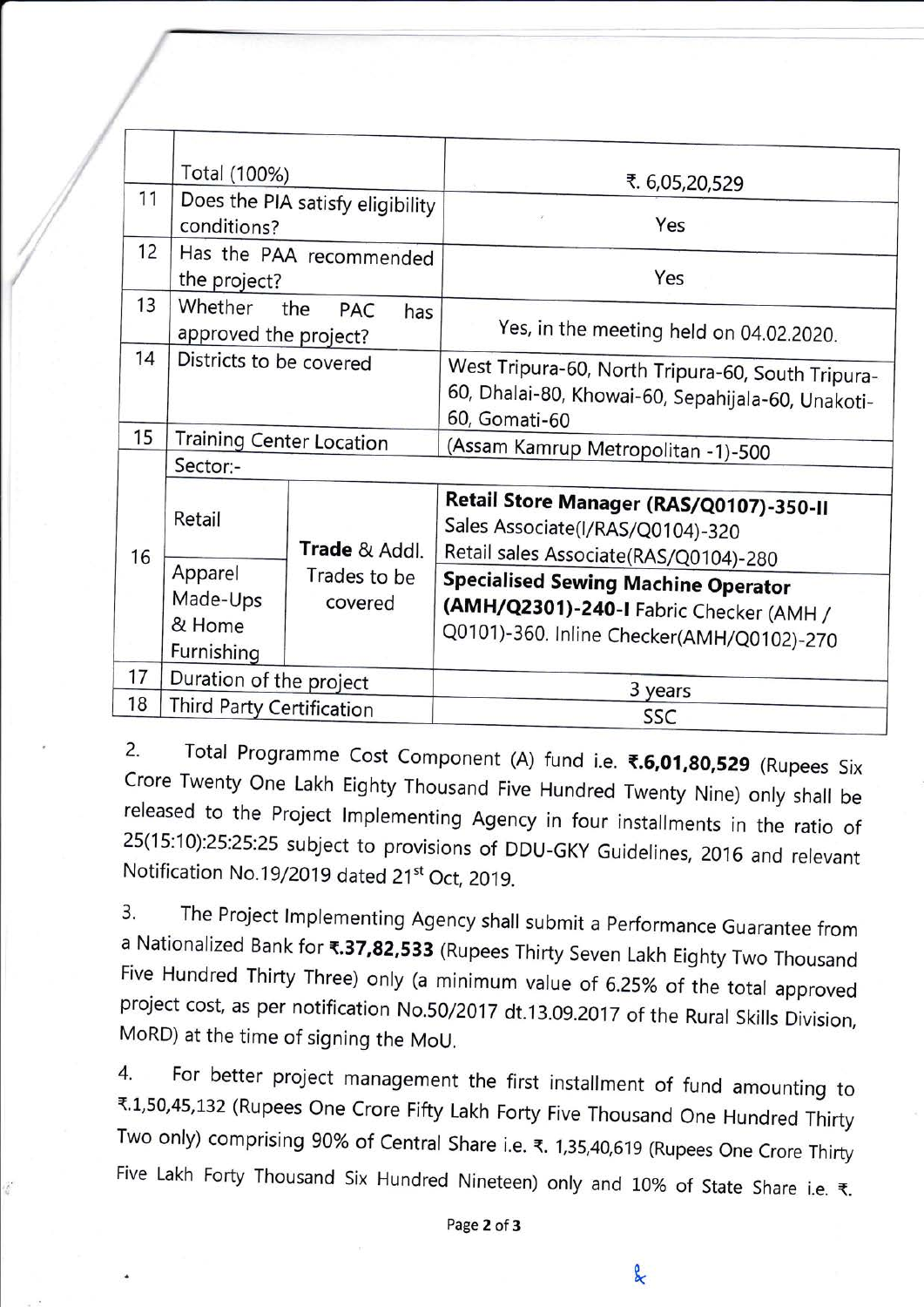| | | | |
|---|---|---|---|
| | Total (100%) | | ₹. 6,05,20,529 |
| 11 | Does the PIA satisfy eligibility conditions? | | Yes |
| 12 | Has the PAA recommended the project? | | Yes |
| 13 | Whether the PAC has approved the project? | | Yes, in the meeting held on 04.02.2020. |
| 14 | Districts to be covered | | West Tripura-60, North Tripura-60, South Tripura-60, Dhalai-80, Khowai-60, Sepahijala-60, Unakoti-60, Gomati-60 |
| 15 | Training Center Location | | (Assam Kamrup Metropolitan -1)-500 |
| 16 | Sector:- | | |
| | Retail | **Trade** & Addl. Trades to be covered | **Retail Store Manager (RAS/Q0107)-350-II** Sales Associate(I/RAS/Q0104)-320 Retail sales Associate(RAS/Q0104)-280 |
| | Apparel Made-Ups & Home Furnishing | | **Specialised Sewing Machine Operator (AMH/Q2301)-240-I** Fabric Checker (AMH / Q0101)-360. Inline Checker(AMH/Q0102)-270 |
| 17 | Duration of the project | | 3 years |
| 18 | Third Party Certification | | SSC |

2. Total Programme Cost Component (A) fund i.e. **₹.6,01,80,529** (Rupees Six Crore Twenty One Lakh Eighty Thousand Five Hundred Twenty Nine) only shall be released to the Project Implementing Agency in four installments in the ratio of 25(15:10):25:25:25 subject to provisions of DDU-GKY Guidelines, 2016 and relevant Notification No.19/2019 dated 21st Oct, 2019.

3. The Project Implementing Agency shall submit a Performance Guarantee from a Nationalized Bank for **₹.37,82,533** (Rupees Thirty Seven Lakh Eighty Two Thousand Five Hundred Thirty Three) only (a minimum value of 6.25% of the total approved project cost, as per notification No.50/2017 dt.13.09.2017 of the Rural Skills Division, MoRD) at the time of signing the MoU.

4. For better project management the first installment of fund amounting to ₹.1,50,45,132 (Rupees One Crore Fifty Lakh Forty Five Thousand One Hundred Thirty Two only) comprising 90% of Central Share i.e. ₹. 1,35,40,619 (Rupees One Crore Thirty Five Lakh Forty Thousand Six Hundred Nineteen) only and 10% of State Share i.e. ₹.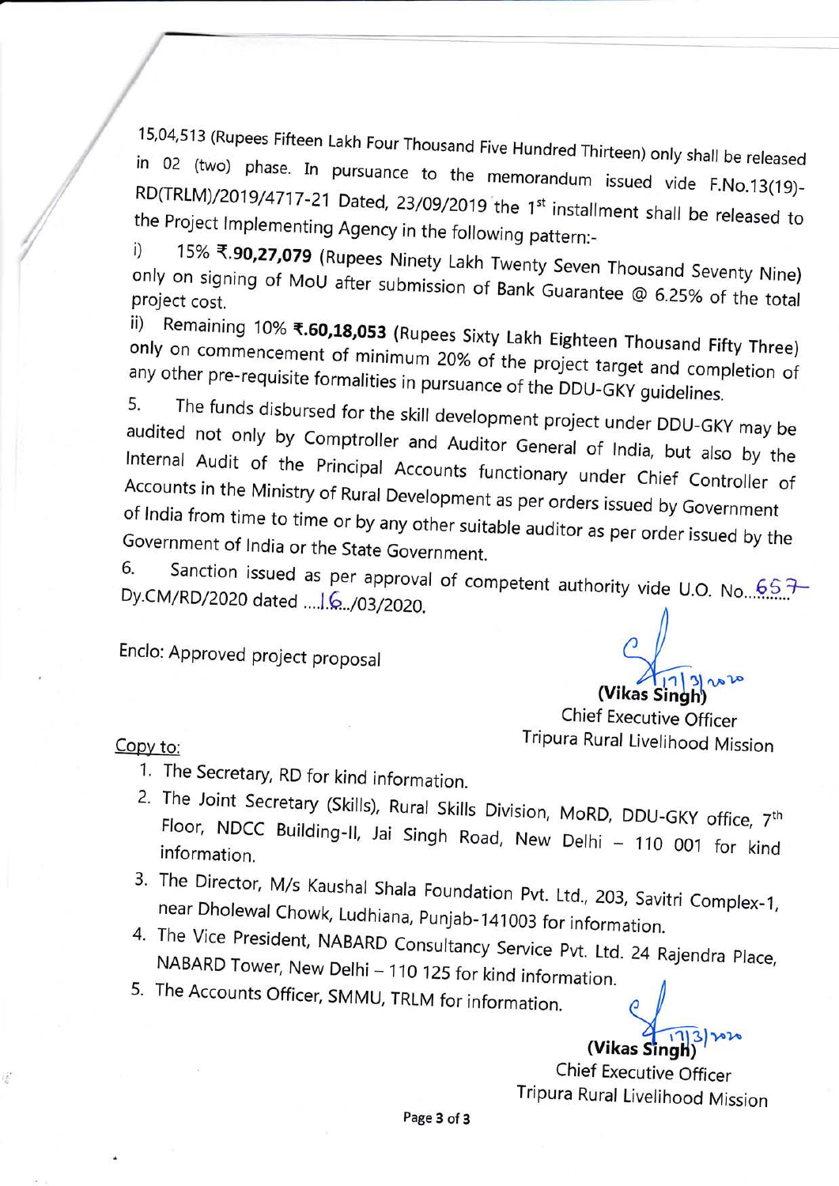15,04,513 (Rupees Fifteen Lakh Four Thousand Five Hundred Thirteen) only shall be released in 02 (two) phase. In pursuance to the memorandum issued vide F.No.13(19)-RD(TRLM)/2019/4717-21 Dated, 23/09/2019 the 1st installment shall be released to the Project Implementing Agency in the following pattern:-

i) 15% ₹.**90,27,079** (Rupees Ninety Lakh Twenty Seven Thousand Seventy Nine) only on signing of MoU after submission of Bank Guarantee @ 6.25% of the total project cost.

ii) Remaining 10% **₹.60,18,053** (Rupees Sixty Lakh Eighteen Thousand Fifty Three) only on commencement of minimum 20% of the project target and completion of any other pre-requisite formalities in pursuance of the DDU-GKY guidelines.

5. The funds disbursed for the skill development project under DDU-GKY may be audited not only by Comptroller and Auditor General of India, but also by the Internal Audit of the Principal Accounts functionary under Chief Controller of Accounts in the Ministry of Rural Development as per orders issued by Government of India from time to time or by any other suitable auditor as per order issued by the Government of India or the State Government.

6. Sanction issued as per approval of competent authority vide U.O. No. 657-Dy.CM/RD/2020 dated 16/03/2020.

Enclo: Approved project proposal

17/3/2020

**(Vikas Singh)**
Chief Executive Officer
Tripura Rural Livelihood Mission

Copy to:

1. The Secretary, RD for kind information.
2. The Joint Secretary (Skills), Rural Skills Division, MoRD, DDU-GKY office, 7th Floor, NDCC Building-II, Jai Singh Road, New Delhi – 110 001 for kind information.
3. The Director, M/s Kaushal Shala Foundation Pvt. Ltd., 203, Savitri Complex-1, near Dholewal Chowk, Ludhiana, Punjab-141003 for information.
4. The Vice President, NABARD Consultancy Service Pvt. Ltd. 24 Rajendra Place, NABARD Tower, New Delhi – 110 125 for kind information.
5. The Accounts Officer, SMMU, TRLM for information.

17/3/2020

**(Vikas Singh)**
Chief Executive Officer
Tripura Rural Livelihood Mission